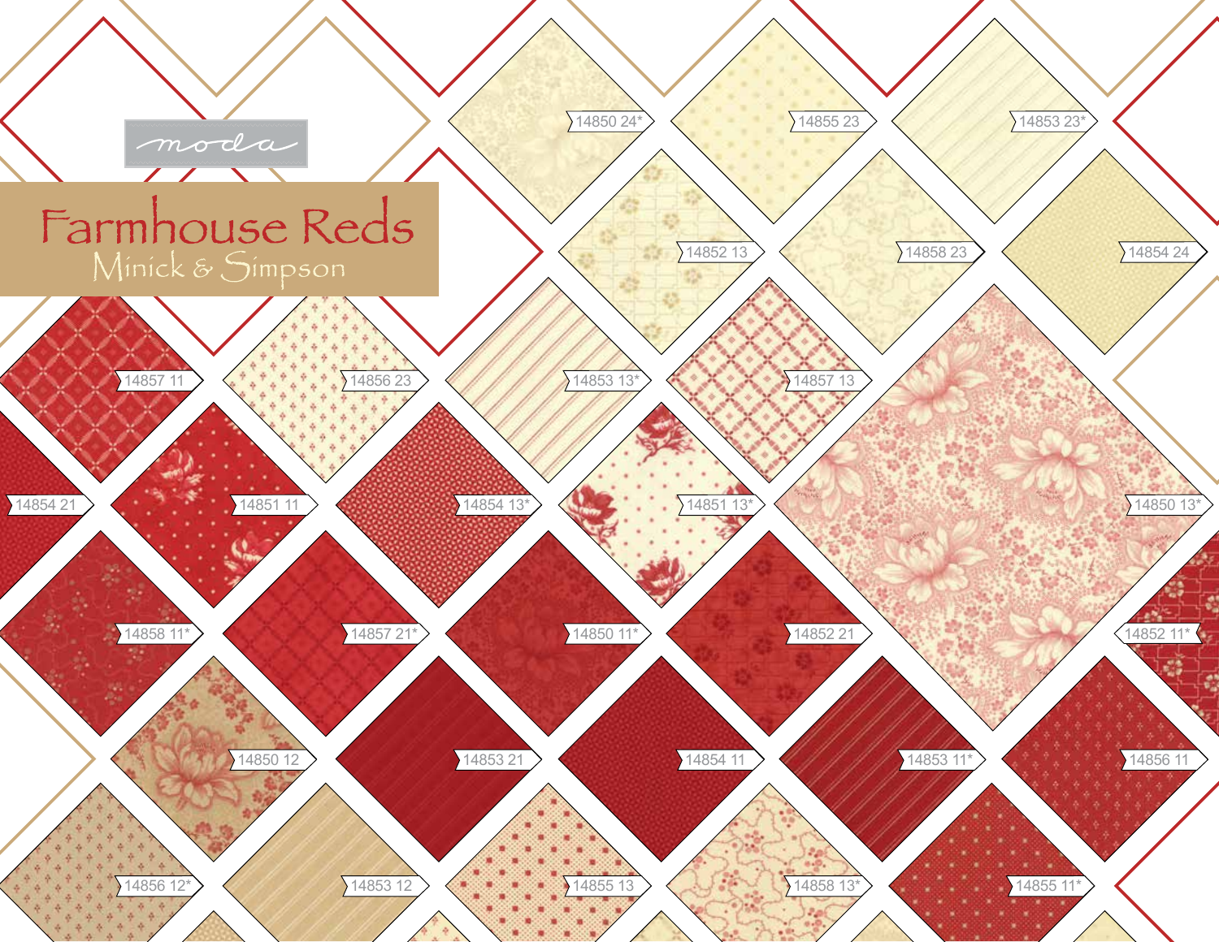moda

# Farmhouse Reds

Minick & Simpson

14850 24*

14855 23

14853 23*

14852 13

14858 23

14854 24

14857 11

14856 23

14853 13*

14857 13

14854 21

14851 11

14854 13*

14851 13*

14850 13*

14858 11*

14857 21*

14850 11*

14852 21

14852 11*

14850 12

14853 21

14854 11

14853 11*

14856 11

14856 12*

14853 12

14855 13

14858 13*

14855 11*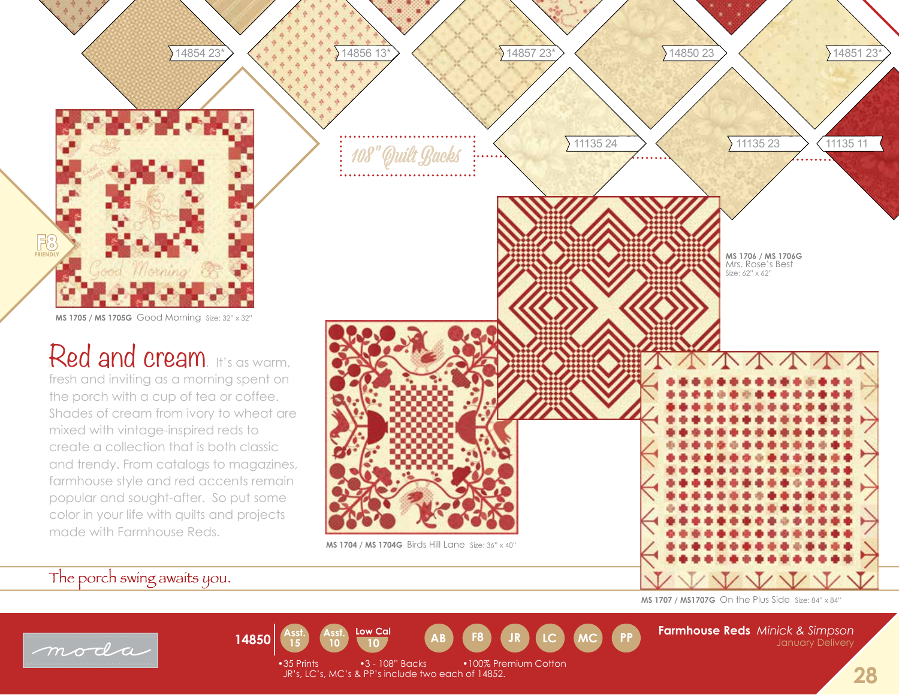14854 23*

14856 13*

14857 23*

14850 23

14851 23*

108" Quilt Backs

11135 24

11135 23

11135 11

F8 FRIENDLY

**MS 1705 / MS 1705G** Good Morning Size: 32" x 32"

**MS 1706 / MS 1706G** Mrs. Rose's Best Size: 62" x 62"

## Red and cream.

It's as warm, fresh and inviting as a morning spent on the porch with a cup of tea or coffee. Shades of cream from ivory to wheat are mixed with vintage-inspired reds to create a collection that is both classic and trendy. From catalogs to magazines, farmhouse style and red accents remain popular and sought-after. So put some color in your life with quilts and projects made with Farmhouse Reds.

**MS 1704 / MS 1704G** Birds Hill Lane Size: 36" x 40"

*The porch swing awaits you.*

**MS 1707 / MS1707G** On the Plus Side Size: 84" x 84"

moda

**14850** | Asst. 15 | Asst. 10 | Low Cal 10 | AB | F8 | JR | LC | MC | PP

•35 Prints •3 - 108" Backs •100% Premium Cotton

JR's, LC's, MC's & PP's include two each of 14852.

**Farmhouse Reds** *Minick & Simpson*

January Delivery